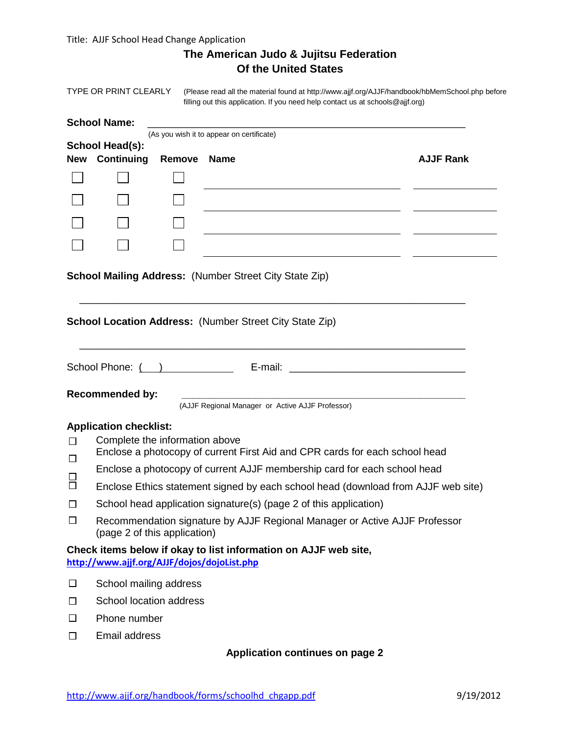Title: AJJF School Head Change Application

# The American Judo & Jujitsu Federation Of the United States

TYPE OR PRINT CLEARLY (Please read all the material found at http://www.ajjf.org/AJJF/handbook/hbMemSchool.php before filling out this application. If you need help contact us at schools@ajjf.org)

**School Name:** ______________________________________________

(As you wish it to appear on certificate)

**School Head(s):**

| New | Continuing | Remove | Name | AJJF Rank |
|---|---|---|---|---|
| ☐ | ☐ | ☐ | ______________________ | __________ |
| ☐ | ☐ | ☐ | ______________________ | __________ |
| ☐ | ☐ | ☐ | ______________________ | __________ |
| ☐ | ☐ | ☐ | ______________________ | __________ |

**School Mailing Address:** (Number Street City State Zip)

______________________________________________

**School Location Address:** (Number Street City State Zip)

______________________________________________

School Phone: ( ) ______________ E-mail: ______________________

**Recommended by:** ______________________________________________

(AJJF Regional Manager or Active AJJF Professor)

**Application checklist:**

- ☐ Complete the information above
- ☐ Enclose a photocopy of current First Aid and CPR cards for each school head
- ☐ Enclose a photocopy of current AJJF membership card for each school head
- ☐ Enclose Ethics statement signed by each school head (download from AJJF web site)
- ☐ School head application signature(s) (page 2 of this application)
- ☐ Recommendation signature by AJJF Regional Manager or Active AJJF Professor (page 2 of this application)

**Check items below if okay to list information on AJJF web site, http://www.ajjf.org/AJJF/dojos/dojoList.php**

- ☐ School mailing address
- ☐ School location address
- ☐ Phone number
- ☐ Email address

**Application continues on page 2**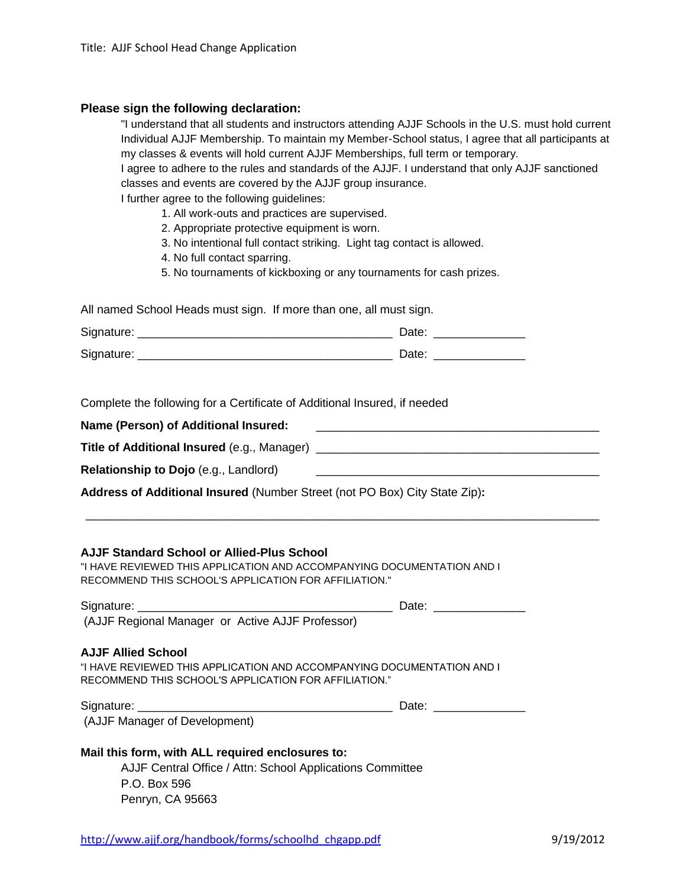Title: AJJF School Head Change Application

### Please sign the following declaration:

"I understand that all students and instructors attending AJJF Schools in the U.S. must hold current Individual AJJF Membership. To maintain my Member-School status, I agree that all participants at my classes & events will hold current AJJF Memberships, full term or temporary.
I agree to adhere to the rules and standards of the AJJF. I understand that only AJJF sanctioned classes and events are covered by the AJJF group insurance.
I further agree to the following guidelines:

1. All work-outs and practices are supervised.
2. Appropriate protective equipment is worn.
3. No intentional full contact striking. Light tag contact is allowed.
4. No full contact sparring.
5. No tournaments of kickboxing or any tournaments for cash prizes.

All named School Heads must sign. If more than one, all must sign.

Signature: _______________________________________ Date: ______________

Signature: _______________________________________ Date: ______________

Complete the following for a Certificate of Additional Insured, if needed

**Name (Person) of Additional Insured:** ___________________________________________

**Title of Additional Insured** (e.g., Manager) ___________________________________________

**Relationship to Dojo** (e.g., Landlord) ___________________________________________

**Address of Additional Insured** (Number Street (not PO Box) City State Zip)**:**

_______________________________________________________________________________

### AJJF Standard School or Allied-Plus School

"I HAVE REVIEWED THIS APPLICATION AND ACCOMPANYING DOCUMENTATION AND I RECOMMEND THIS SCHOOL'S APPLICATION FOR AFFILIATION."

Signature: _______________________________________ Date: ______________
(AJJF Regional Manager or Active AJJF Professor)

### AJJF Allied School

"I HAVE REVIEWED THIS APPLICATION AND ACCOMPANYING DOCUMENTATION AND I RECOMMEND THIS SCHOOL'S APPLICATION FOR AFFILIATION."

Signature: _______________________________________ Date: ______________
(AJJF Manager of Development)

### Mail this form, with ALL required enclosures to:

AJJF Central Office / Attn: School Applications Committee
P.O. Box 596
Penryn, CA 95663

http://www.ajjf.org/handbook/forms/schoolhd_chgapp.pdf 9/19/2012